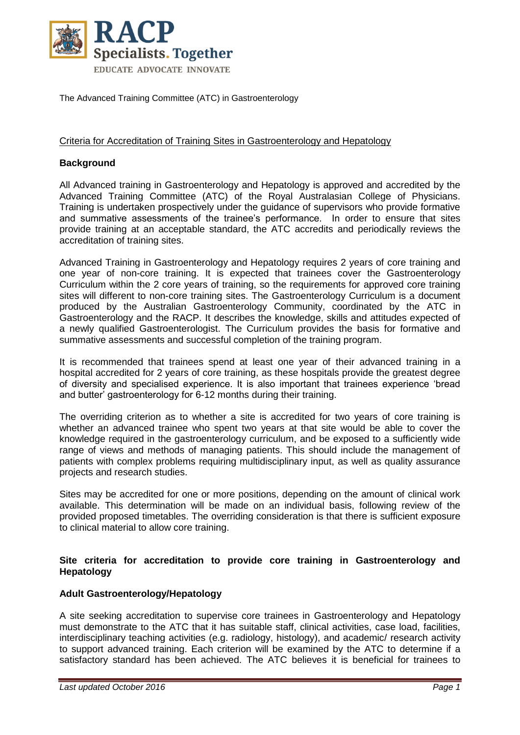The Advanced Training Committee (ATC) in Gastroenterology

<u>Criteria for Accreditation of Training Sites in Gastroenterology and Hepatology</u>

**Background**

All Advanced training in Gastroenterology and Hepatology is approved and accredited by the Advanced Training Committee (ATC) of the Royal Australasian College of Physicians. Training is undertaken prospectively under the guidance of supervisors who provide formative and summative assessments of the trainee's performance. In order to ensure that sites provide training at an acceptable standard, the ATC accredits and periodically reviews the accreditation of training sites.

Advanced Training in Gastroenterology and Hepatology requires 2 years of core training and one year of non-core training. It is expected that trainees cover the Gastroenterology Curriculum within the 2 core years of training, so the requirements for approved core training sites will different to non-core training sites. The Gastroenterology Curriculum is a document produced by the Australian Gastroenterology Community, coordinated by the ATC in Gastroenterology and the RACP. It describes the knowledge, skills and attitudes expected of a newly qualified Gastroenterologist. The Curriculum provides the basis for formative and summative assessments and successful completion of the training program.

It is recommended that trainees spend at least one year of their advanced training in a hospital accredited for 2 years of core training, as these hospitals provide the greatest degree of diversity and specialised experience. It is also important that trainees experience 'bread and butter' gastroenterology for 6-12 months during their training.

The overriding criterion as to whether a site is accredited for two years of core training is whether an advanced trainee who spent two years at that site would be able to cover the knowledge required in the gastroenterology curriculum, and be exposed to a sufficiently wide range of views and methods of managing patients. This should include the management of patients with complex problems requiring multidisciplinary input, as well as quality assurance projects and research studies.

Sites may be accredited for one or more positions, depending on the amount of clinical work available. This determination will be made on an individual basis, following review of the provided proposed timetables. The overriding consideration is that there is sufficient exposure to clinical material to allow core training.

**Site criteria for accreditation to provide core training in Gastroenterology and Hepatology**

**Adult Gastroenterology/Hepatology**

A site seeking accreditation to supervise core trainees in Gastroenterology and Hepatology must demonstrate to the ATC that it has suitable staff, clinical activities, case load, facilities, interdisciplinary teaching activities (e.g. radiology, histology), and academic/ research activity to support advanced training. Each criterion will be examined by the ATC to determine if a satisfactory standard has been achieved. The ATC believes it is beneficial for trainees to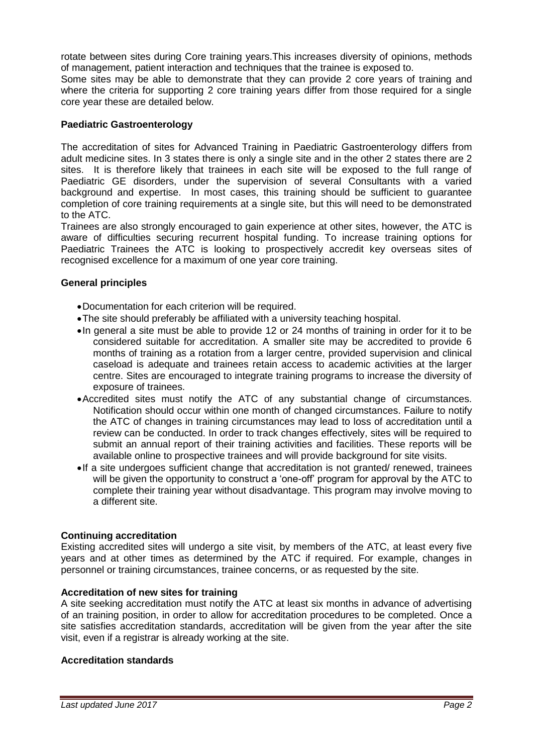rotate between sites during Core training years.This increases diversity of opinions, methods of management, patient interaction and techniques that the trainee is exposed to.

Some sites may be able to demonstrate that they can provide 2 core years of training and where the criteria for supporting 2 core training years differ from those required for a single core year these are detailed below.

**Paediatric Gastroenterology**

The accreditation of sites for Advanced Training in Paediatric Gastroenterology differs from adult medicine sites. In 3 states there is only a single site and in the other 2 states there are 2 sites. It is therefore likely that trainees in each site will be exposed to the full range of Paediatric GE disorders, under the supervision of several Consultants with a varied background and expertise. In most cases, this training should be sufficient to guarantee completion of core training requirements at a single site, but this will need to be demonstrated to the ATC.

Trainees are also strongly encouraged to gain experience at other sites, however, the ATC is aware of difficulties securing recurrent hospital funding. To increase training options for Paediatric Trainees the ATC is looking to prospectively accredit key overseas sites of recognised excellence for a maximum of one year core training.

**General principles**

- Documentation for each criterion will be required.
- The site should preferably be affiliated with a university teaching hospital.
- In general a site must be able to provide 12 or 24 months of training in order for it to be considered suitable for accreditation. A smaller site may be accredited to provide 6 months of training as a rotation from a larger centre, provided supervision and clinical caseload is adequate and trainees retain access to academic activities at the larger centre. Sites are encouraged to integrate training programs to increase the diversity of exposure of trainees.
- Accredited sites must notify the ATC of any substantial change of circumstances. Notification should occur within one month of changed circumstances. Failure to notify the ATC of changes in training circumstances may lead to loss of accreditation until a review can be conducted. In order to track changes effectively, sites will be required to submit an annual report of their training activities and facilities. These reports will be available online to prospective trainees and will provide background for site visits.
- If a site undergoes sufficient change that accreditation is not granted/ renewed, trainees will be given the opportunity to construct a 'one-off' program for approval by the ATC to complete their training year without disadvantage. This program may involve moving to a different site.

**Continuing accreditation**

Existing accredited sites will undergo a site visit, by members of the ATC, at least every five years and at other times as determined by the ATC if required. For example, changes in personnel or training circumstances, trainee concerns, or as requested by the site.

**Accreditation of new sites for training**

A site seeking accreditation must notify the ATC at least six months in advance of advertising of an training position, in order to allow for accreditation procedures to be completed. Once a site satisfies accreditation standards, accreditation will be given from the year after the site visit, even if a registrar is already working at the site.

**Accreditation standards**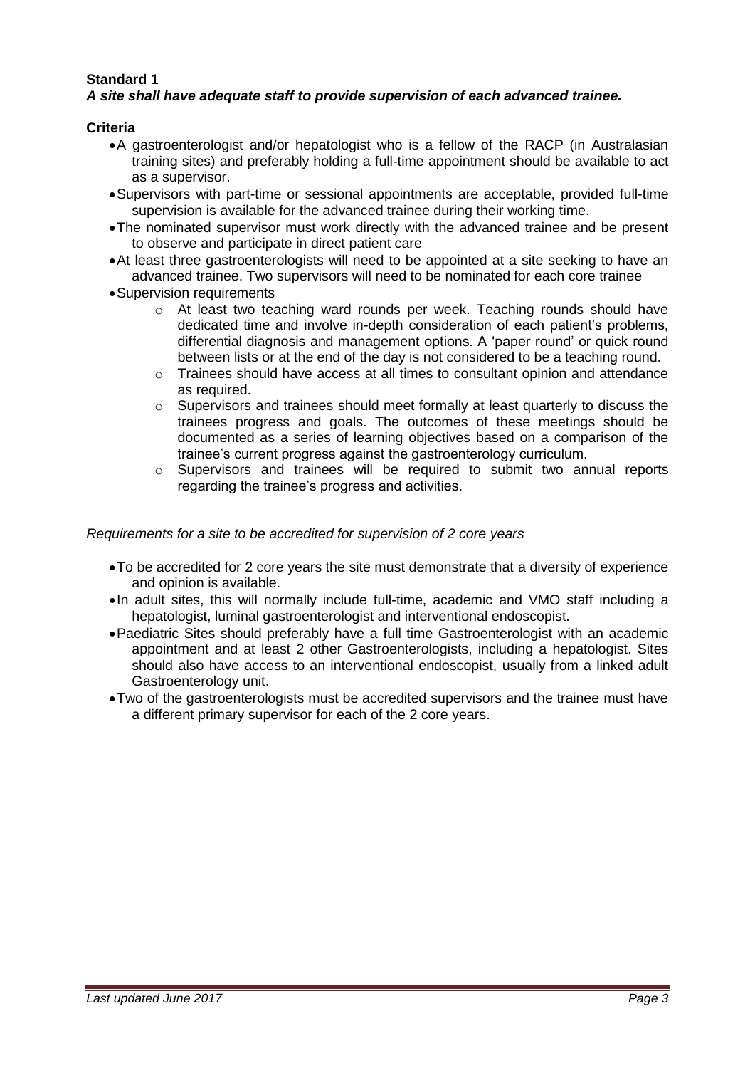**Standard 1**

***A site shall have adequate staff to provide supervision of each advanced trainee.***

**Criteria**

- A gastroenterologist and/or hepatologist who is a fellow of the RACP (in Australasian training sites) and preferably holding a full-time appointment should be available to act as a supervisor.
- Supervisors with part-time or sessional appointments are acceptable, provided full-time supervision is available for the advanced trainee during their working time.
- The nominated supervisor must work directly with the advanced trainee and be present to observe and participate in direct patient care
- At least three gastroenterologists will need to be appointed at a site seeking to have an advanced trainee. Two supervisors will need to be nominated for each core trainee
- Supervision requirements
  - At least two teaching ward rounds per week. Teaching rounds should have dedicated time and involve in-depth consideration of each patient's problems, differential diagnosis and management options. A 'paper round' or quick round between lists or at the end of the day is not considered to be a teaching round.
  - Trainees should have access at all times to consultant opinion and attendance as required.
  - Supervisors and trainees should meet formally at least quarterly to discuss the trainees progress and goals. The outcomes of these meetings should be documented as a series of learning objectives based on a comparison of the trainee's current progress against the gastroenterology curriculum.
  - Supervisors and trainees will be required to submit two annual reports regarding the trainee's progress and activities.

*Requirements for a site to be accredited for supervision of 2 core years*

- To be accredited for 2 core years the site must demonstrate that a diversity of experience and opinion is available.
- In adult sites, this will normally include full-time, academic and VMO staff including a hepatologist, luminal gastroenterologist and interventional endoscopist.
- Paediatric Sites should preferably have a full time Gastroenterologist with an academic appointment and at least 2 other Gastroenterologists, including a hepatologist. Sites should also have access to an interventional endoscopist, usually from a linked adult Gastroenterology unit.
- Two of the gastroenterologists must be accredited supervisors and the trainee must have a different primary supervisor for each of the 2 core years.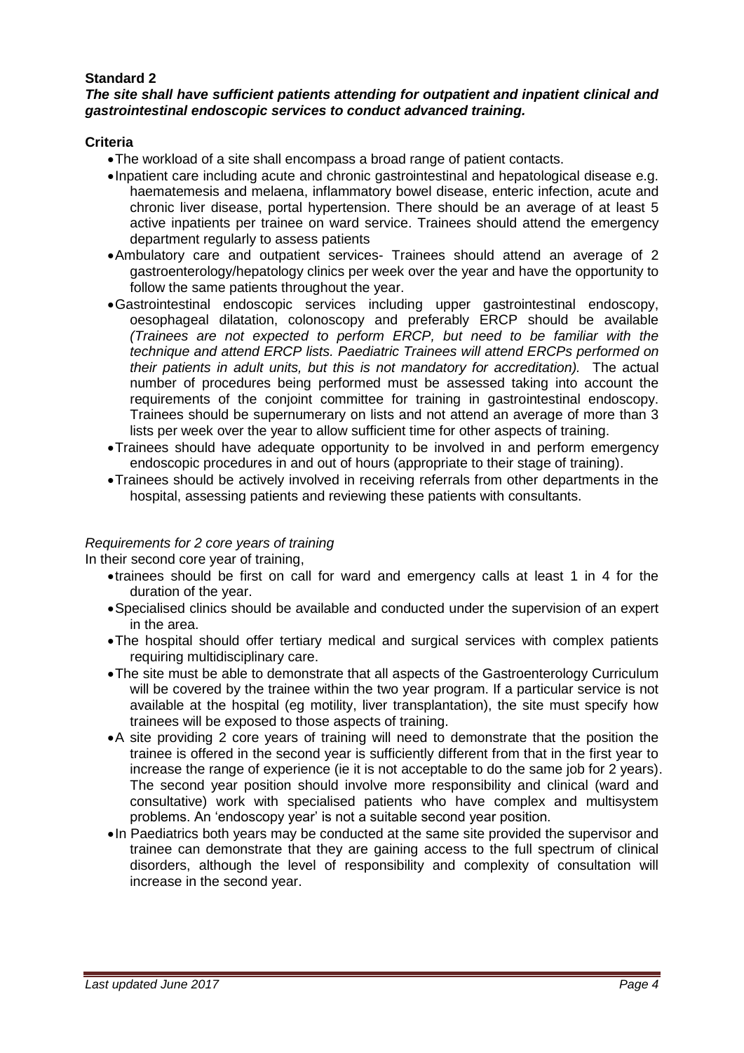**Standard 2**

***The site shall have sufficient patients attending for outpatient and inpatient clinical and gastrointestinal endoscopic services to conduct advanced training.***

**Criteria**

- The workload of a site shall encompass a broad range of patient contacts.
- Inpatient care including acute and chronic gastrointestinal and hepatological disease e.g. haematemesis and melaena, inflammatory bowel disease, enteric infection, acute and chronic liver disease, portal hypertension. There should be an average of at least 5 active inpatients per trainee on ward service. Trainees should attend the emergency department regularly to assess patients
- Ambulatory care and outpatient services- Trainees should attend an average of 2 gastroenterology/hepatology clinics per week over the year and have the opportunity to follow the same patients throughout the year.
- Gastrointestinal endoscopic services including upper gastrointestinal endoscopy, oesophageal dilatation, colonoscopy and preferably ERCP should be available *(Trainees are not expected to perform ERCP, but need to be familiar with the technique and attend ERCP lists. Paediatric Trainees will attend ERCPs performed on their patients in adult units, but this is not mandatory for accreditation).* The actual number of procedures being performed must be assessed taking into account the requirements of the conjoint committee for training in gastrointestinal endoscopy. Trainees should be supernumerary on lists and not attend an average of more than 3 lists per week over the year to allow sufficient time for other aspects of training.
- Trainees should have adequate opportunity to be involved in and perform emergency endoscopic procedures in and out of hours (appropriate to their stage of training).
- Trainees should be actively involved in receiving referrals from other departments in the hospital, assessing patients and reviewing these patients with consultants.

*Requirements for 2 core years of training*

In their second core year of training,

- trainees should be first on call for ward and emergency calls at least 1 in 4 for the duration of the year.
- Specialised clinics should be available and conducted under the supervision of an expert in the area.
- The hospital should offer tertiary medical and surgical services with complex patients requiring multidisciplinary care.
- The site must be able to demonstrate that all aspects of the Gastroenterology Curriculum will be covered by the trainee within the two year program. If a particular service is not available at the hospital (eg motility, liver transplantation), the site must specify how trainees will be exposed to those aspects of training.
- A site providing 2 core years of training will need to demonstrate that the position the trainee is offered in the second year is sufficiently different from that in the first year to increase the range of experience (ie it is not acceptable to do the same job for 2 years). The second year position should involve more responsibility and clinical (ward and consultative) work with specialised patients who have complex and multisystem problems. An 'endoscopy year' is not a suitable second year position.
- In Paediatrics both years may be conducted at the same site provided the supervisor and trainee can demonstrate that they are gaining access to the full spectrum of clinical disorders, although the level of responsibility and complexity of consultation will increase in the second year.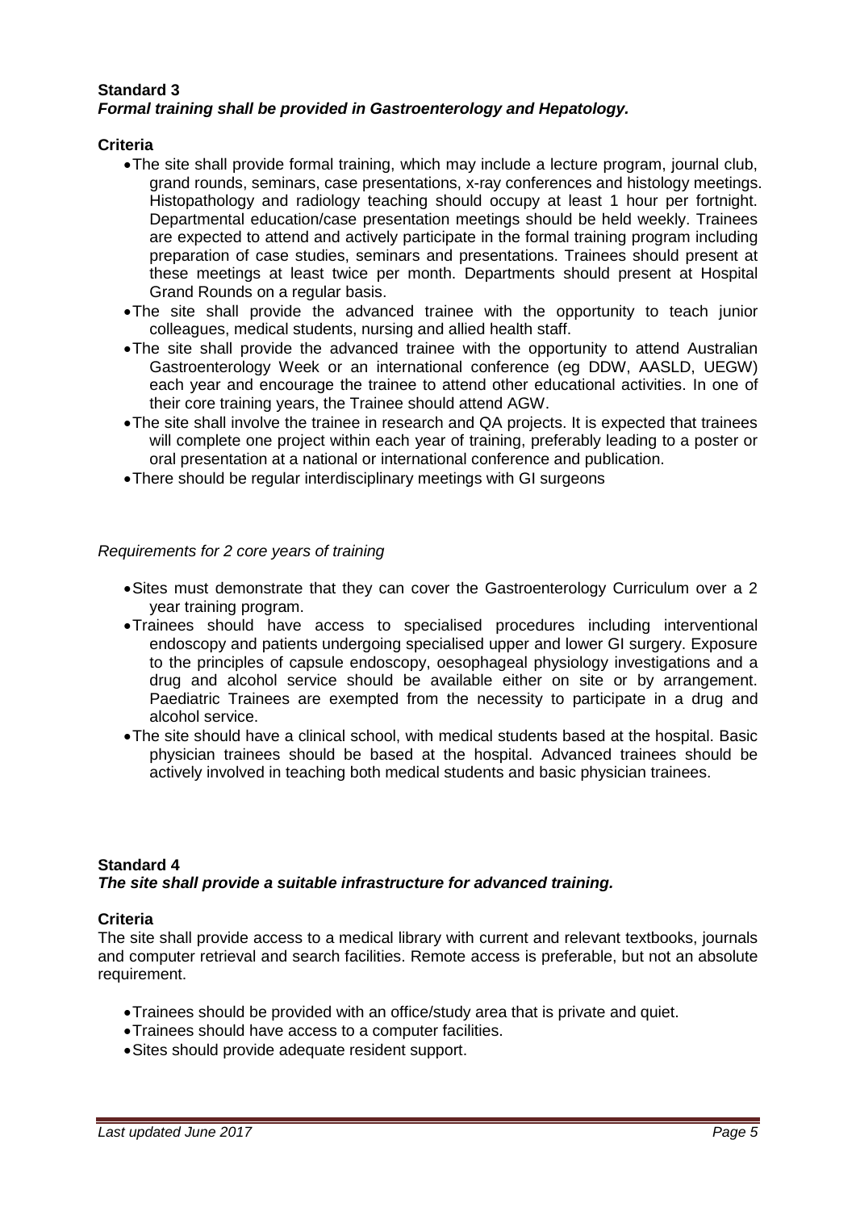**Standard 3**
***Formal training shall be provided in Gastroenterology and Hepatology.***

**Criteria**

- The site shall provide formal training, which may include a lecture program, journal club, grand rounds, seminars, case presentations, x-ray conferences and histology meetings. Histopathology and radiology teaching should occupy at least 1 hour per fortnight. Departmental education/case presentation meetings should be held weekly. Trainees are expected to attend and actively participate in the formal training program including preparation of case studies, seminars and presentations. Trainees should present at these meetings at least twice per month. Departments should present at Hospital Grand Rounds on a regular basis.
- The site shall provide the advanced trainee with the opportunity to teach junior colleagues, medical students, nursing and allied health staff.
- The site shall provide the advanced trainee with the opportunity to attend Australian Gastroenterology Week or an international conference (eg DDW, AASLD, UEGW) each year and encourage the trainee to attend other educational activities. In one of their core training years, the Trainee should attend AGW.
- The site shall involve the trainee in research and QA projects. It is expected that trainees will complete one project within each year of training, preferably leading to a poster or oral presentation at a national or international conference and publication.
- There should be regular interdisciplinary meetings with GI surgeons

*Requirements for 2 core years of training*

- Sites must demonstrate that they can cover the Gastroenterology Curriculum over a 2 year training program.
- Trainees should have access to specialised procedures including interventional endoscopy and patients undergoing specialised upper and lower GI surgery. Exposure to the principles of capsule endoscopy, oesophageal physiology investigations and a drug and alcohol service should be available either on site or by arrangement. Paediatric Trainees are exempted from the necessity to participate in a drug and alcohol service.
- The site should have a clinical school, with medical students based at the hospital. Basic physician trainees should be based at the hospital. Advanced trainees should be actively involved in teaching both medical students and basic physician trainees.

**Standard 4**
***The site shall provide a suitable infrastructure for advanced training.***

**Criteria**

The site shall provide access to a medical library with current and relevant textbooks, journals and computer retrieval and search facilities. Remote access is preferable, but not an absolute requirement.

- Trainees should be provided with an office/study area that is private and quiet.
- Trainees should have access to a computer facilities.
- Sites should provide adequate resident support.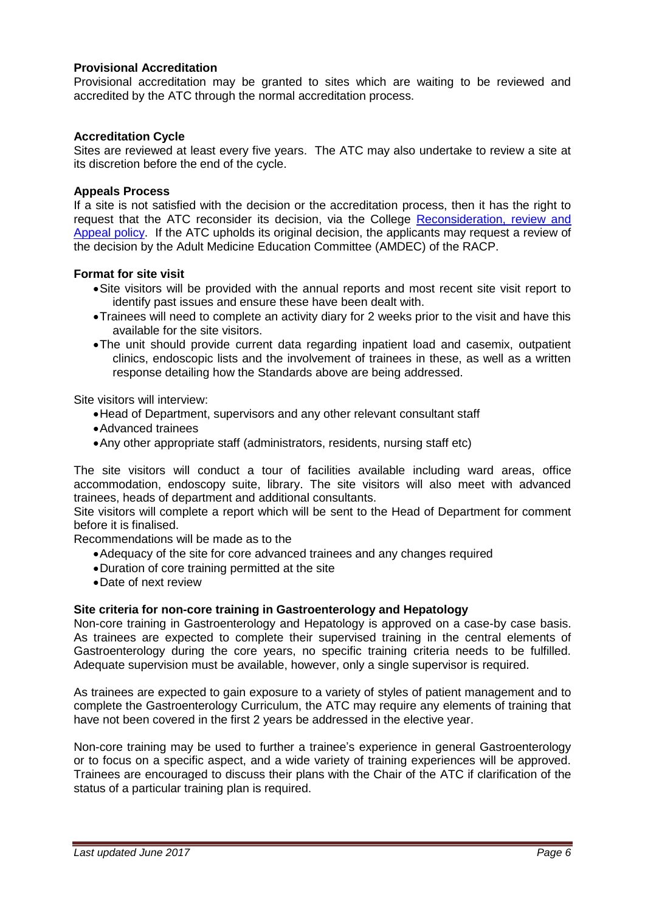**Provisional Accreditation**
Provisional accreditation may be granted to sites which are waiting to be reviewed and accredited by the ATC through the normal accreditation process.

**Accreditation Cycle**
Sites are reviewed at least every five years. The ATC may also undertake to review a site at its discretion before the end of the cycle.

**Appeals Process**
If a site is not satisfied with the decision or the accreditation process, then it has the right to request that the ATC reconsider its decision, via the College Reconsideration, review and Appeal policy. If the ATC upholds its original decision, the applicants may request a review of the decision by the Adult Medicine Education Committee (AMDEC) of the RACP.

**Format for site visit**

- Site visitors will be provided with the annual reports and most recent site visit report to identify past issues and ensure these have been dealt with.
- Trainees will need to complete an activity diary for 2 weeks prior to the visit and have this available for the site visitors.
- The unit should provide current data regarding inpatient load and casemix, outpatient clinics, endoscopic lists and the involvement of trainees in these, as well as a written response detailing how the Standards above are being addressed.

Site visitors will interview:

- Head of Department, supervisors and any other relevant consultant staff
- Advanced trainees
- Any other appropriate staff (administrators, residents, nursing staff etc)

The site visitors will conduct a tour of facilities available including ward areas, office accommodation, endoscopy suite, library. The site visitors will also meet with advanced trainees, heads of department and additional consultants.
Site visitors will complete a report which will be sent to the Head of Department for comment before it is finalised.
Recommendations will be made as to the

- Adequacy of the site for core advanced trainees and any changes required
- Duration of core training permitted at the site
- Date of next review

**Site criteria for non-core training in Gastroenterology and Hepatology**
Non-core training in Gastroenterology and Hepatology is approved on a case-by case basis. As trainees are expected to complete their supervised training in the central elements of Gastroenterology during the core years, no specific training criteria needs to be fulfilled. Adequate supervision must be available, however, only a single supervisor is required.

As trainees are expected to gain exposure to a variety of styles of patient management and to complete the Gastroenterology Curriculum, the ATC may require any elements of training that have not been covered in the first 2 years be addressed in the elective year.

Non-core training may be used to further a trainee's experience in general Gastroenterology or to focus on a specific aspect, and a wide variety of training experiences will be approved. Trainees are encouraged to discuss their plans with the Chair of the ATC if clarification of the status of a particular training plan is required.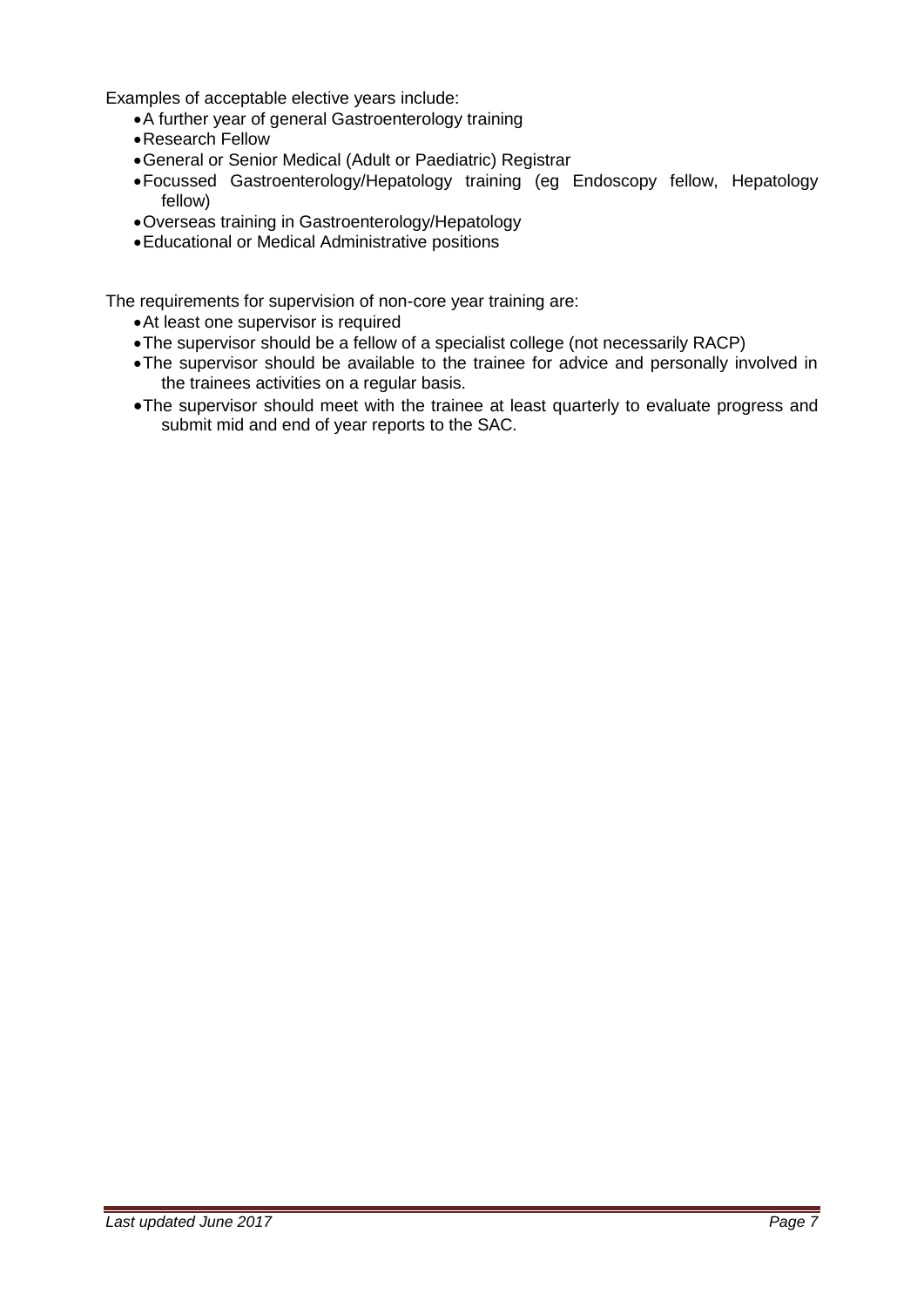Examples of acceptable elective years include:

- A further year of general Gastroenterology training
- Research Fellow
- General or Senior Medical (Adult or Paediatric) Registrar
- Focussed Gastroenterology/Hepatology training (eg Endoscopy fellow, Hepatology fellow)
- Overseas training in Gastroenterology/Hepatology
- Educational or Medical Administrative positions

The requirements for supervision of non-core year training are:

- At least one supervisor is required
- The supervisor should be a fellow of a specialist college (not necessarily RACP)
- The supervisor should be available to the trainee for advice and personally involved in the trainees activities on a regular basis.
- The supervisor should meet with the trainee at least quarterly to evaluate progress and submit mid and end of year reports to the SAC.